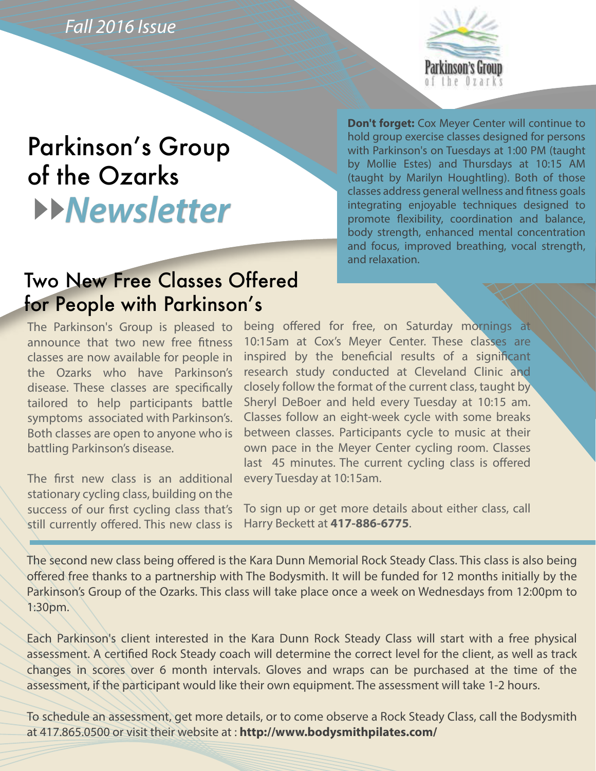*Fall 2016 Issue*

Parkinson's Group of the Ozarks

# Parkinson's Group of the Ozarks *Newsletter*

**Don't forget:** Cox Meyer Center will continue to hold group exercise classes designed for persons with Parkinson's on Tuesdays at 1:00 PM (taught by Mollie Estes) and Thursdays at 10:15 AM (taught by Marilyn Houghtling). Both of those classes address general wellness and fitness goals integrating enjoyable techniques designed to promote flexibility, coordination and balance, body strength, enhanced mental concentration and focus, improved breathing, vocal strength, and relaxation.

## Two New Free Classes Offered for People with Parkinson's

The Parkinson's Group is pleased to announce that two new free fitness classes are now available for people in the Ozarks who have Parkinson's disease. These classes are specifically tailored to help participants battle symptoms associated with Parkinson's. Both classes are open to anyone who is battling Parkinson's disease.

The first new class is an additional stationary cycling class, building on the success of our first cycling class that's still currently offered. This new class is being offered for free, on Saturday mornings at 10:15am at Cox's Meyer Center. These classes are inspired by the beneficial results of a significant research study conducted at Cleveland Clinic and closely follow the format of the current class, taught by Sheryl DeBoer and held every Tuesday at 10:15 am. Classes follow an eight-week cycle with some breaks between classes. Participants cycle to music at their own pace in the Meyer Center cycling room. Classes last 45 minutes. The current cycling class is offered every Tuesday at 10:15am.

To sign up or get more details about either class, call Harry Beckett at **417-886-6775**.

The second new class being offered is the Kara Dunn Memorial Rock Steady Class. This class is also being offered free thanks to a partnership with The Bodysmith. It will be funded for 12 months initially by the Parkinson's Group of the Ozarks. This class will take place once a week on Wednesdays from 12:00pm to 1:30pm.

Each Parkinson's client interested in the Kara Dunn Rock Steady Class will start with a free physical assessment. A certified Rock Steady coach will determine the correct level for the client, as well as track changes in scores over 6 month intervals. Gloves and wraps can be purchased at the time of the assessment, if the participant would like their own equipment. The assessment will take 1-2 hours.

To schedule an assessment, get more details, or to come observe a Rock Steady Class, call the Bodysmith at 417.865.0500 or visit their website at : **http://www.bodysmithpilates.com/**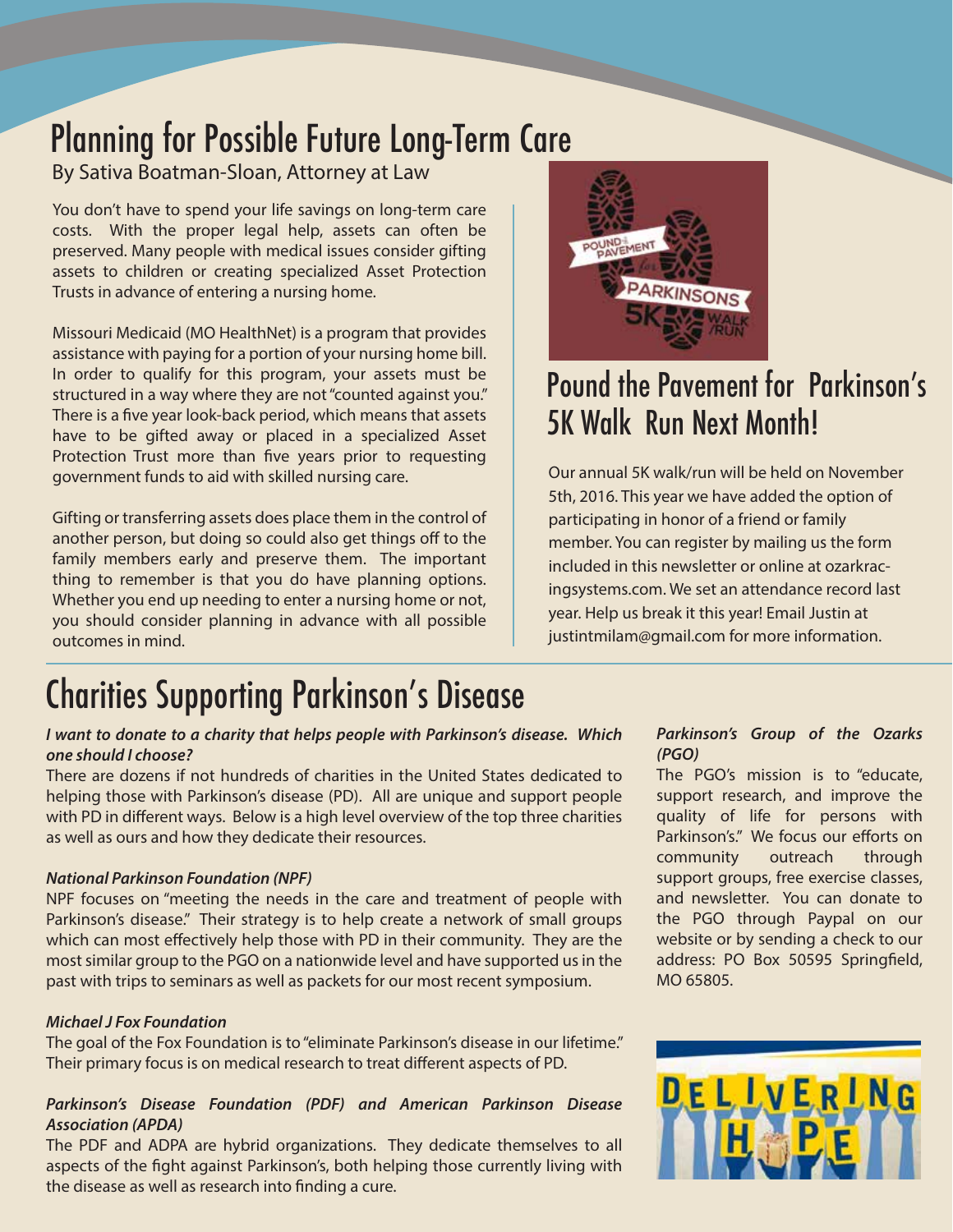# Planning for Possible Future Long-Term Care

By Sativa Boatman-Sloan, Attorney at Law

You don't have to spend your life savings on long-term care costs. With the proper legal help, assets can often be preserved. Many people with medical issues consider gifting assets to children or creating specialized Asset Protection Trusts in advance of entering a nursing home.

Missouri Medicaid (MO HealthNet) is a program that provides assistance with paying for a portion of your nursing home bill. In order to qualify for this program, your assets must be structured in a way where they are not "counted against you." There is a five year look-back period, which means that assets have to be gifted away or placed in a specialized Asset Protection Trust more than five years prior to requesting government funds to aid with skilled nursing care.

Gifting or transferring assets does place them in the control of another person, but doing so could also get things off to the family members early and preserve them. The important thing to remember is that you do have planning options. Whether you end up needing to enter a nursing home or not, you should consider planning in advance with all possible outcomes in mind.

# Pound the Pavement for Parkinson's 5K Walk Run Next Month!

Our annual 5K walk/run will be held on November 5th, 2016. This year we have added the option of participating in honor of a friend or family member. You can register by mailing us the form included in this newsletter or online at ozarkracingsystems.com. We set an attendance record last year. Help us break it this year! Email Justin at justintmilam@gmail.com for more information.

# Charities Supporting Parkinson's Disease

***I want to donate to a charity that helps people with Parkinson's disease. Which one should I choose?***

There are dozens if not hundreds of charities in the United States dedicated to helping those with Parkinson's disease (PD). All are unique and support people with PD in different ways. Below is a high level overview of the top three charities as well as ours and how they dedicate their resources.

***National Parkinson Foundation (NPF)***

NPF focuses on "meeting the needs in the care and treatment of people with Parkinson's disease." Their strategy is to help create a network of small groups which can most effectively help those with PD in their community. They are the most similar group to the PGO on a nationwide level and have supported us in the past with trips to seminars as well as packets for our most recent symposium.

***Michael J Fox Foundation***

The goal of the Fox Foundation is to "eliminate Parkinson's disease in our lifetime." Their primary focus is on medical research to treat different aspects of PD.

***Parkinson's Disease Foundation (PDF) and American Parkinson Disease Association (APDA)***

The PDF and ADPA are hybrid organizations. They dedicate themselves to all aspects of the fight against Parkinson's, both helping those currently living with the disease as well as research into finding a cure.

***Parkinson's Group of the Ozarks (PGO)***

The PGO's mission is to "educate, support research, and improve the quality of life for persons with Parkinson's." We focus our efforts on community outreach through support groups, free exercise classes, and newsletter. You can donate to the PGO through Paypal on our website or by sending a check to our address: PO Box 50595 Springfield, MO 65805.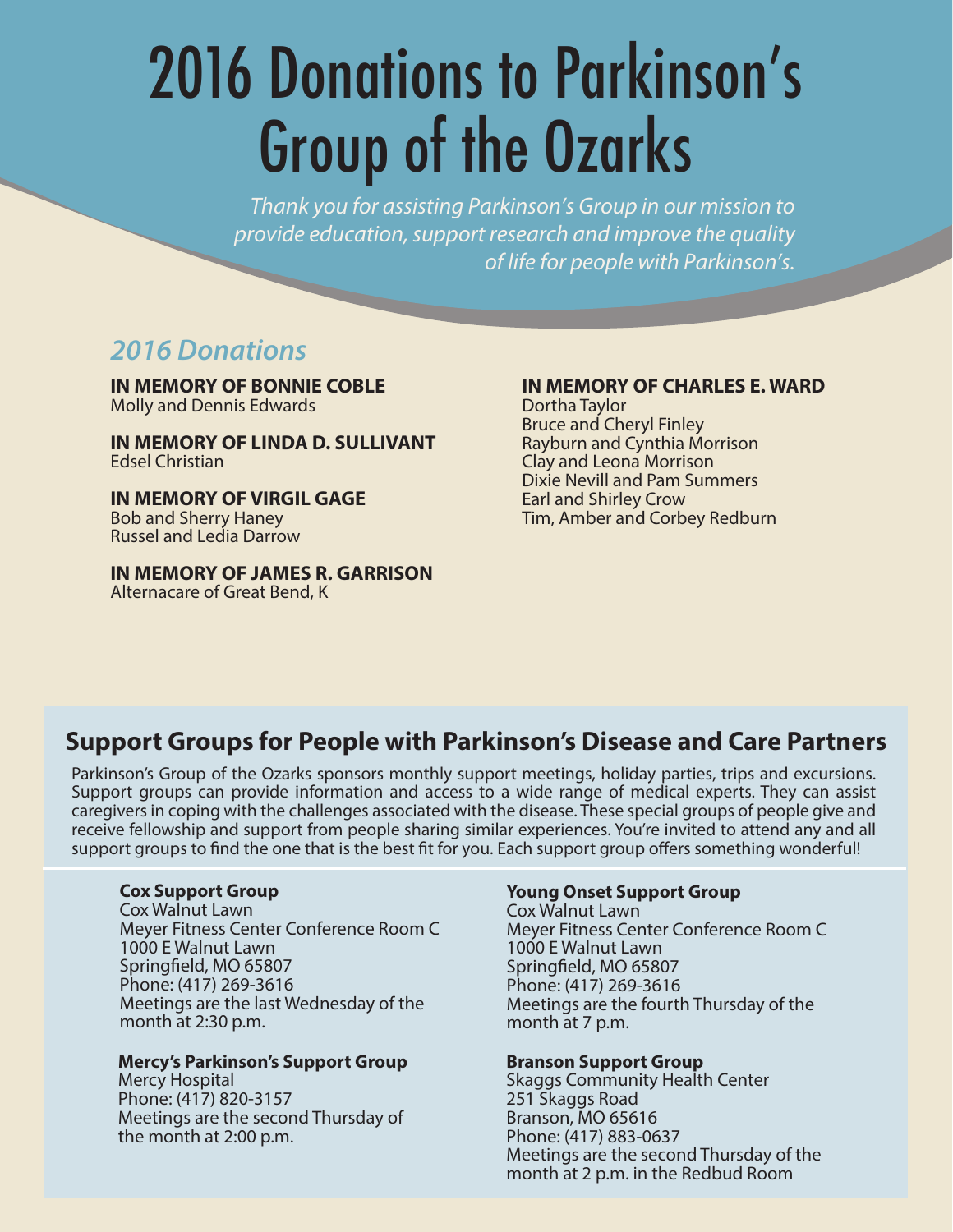# 2016 Donations to Parkinson's Group of the Ozarks

*Thank you for assisting Parkinson's Group in our mission to provide education, support research and improve the quality of life for people with Parkinson's.*

## *2016 Donations*

**IN MEMORY OF BONNIE COBLE**
Molly and Dennis Edwards

**IN MEMORY OF LINDA D. SULLIVANT**
Edsel Christian

**IN MEMORY OF VIRGIL GAGE**
Bob and Sherry Haney
Russel and Ledia Darrow

**IN MEMORY OF JAMES R. GARRISON**
Alternacare of Great Bend, K

**IN MEMORY OF CHARLES E. WARD**
Dortha Taylor
Bruce and Cheryl Finley
Rayburn and Cynthia Morrison
Clay and Leona Morrison
Dixie Nevill and Pam Summers
Earl and Shirley Crow
Tim, Amber and Corbey Redburn

## Support Groups for People with Parkinson's Disease and Care Partners

Parkinson's Group of the Ozarks sponsors monthly support meetings, holiday parties, trips and excursions. Support groups can provide information and access to a wide range of medical experts. They can assist caregivers in coping with the challenges associated with the disease. These special groups of people give and receive fellowship and support from people sharing similar experiences. You're invited to attend any and all support groups to find the one that is the best fit for you. Each support group offers something wonderful!

**Cox Support Group**
Cox Walnut Lawn
Meyer Fitness Center Conference Room C
1000 E Walnut Lawn
Springfield, MO 65807
Phone: (417) 269-3616
Meetings are the last Wednesday of the month at 2:30 p.m.

**Mercy's Parkinson's Support Group**
Mercy Hospital
Phone: (417) 820-3157
Meetings are the second Thursday of the month at 2:00 p.m.

**Young Onset Support Group**
Cox Walnut Lawn
Meyer Fitness Center Conference Room C
1000 E Walnut Lawn
Springfield, MO 65807
Phone: (417) 269-3616
Meetings are the fourth Thursday of the month at 7 p.m.

**Branson Support Group**
Skaggs Community Health Center
251 Skaggs Road
Branson, MO 65616
Phone: (417) 883-0637
Meetings are the second Thursday of the month at 2 p.m. in the Redbud Room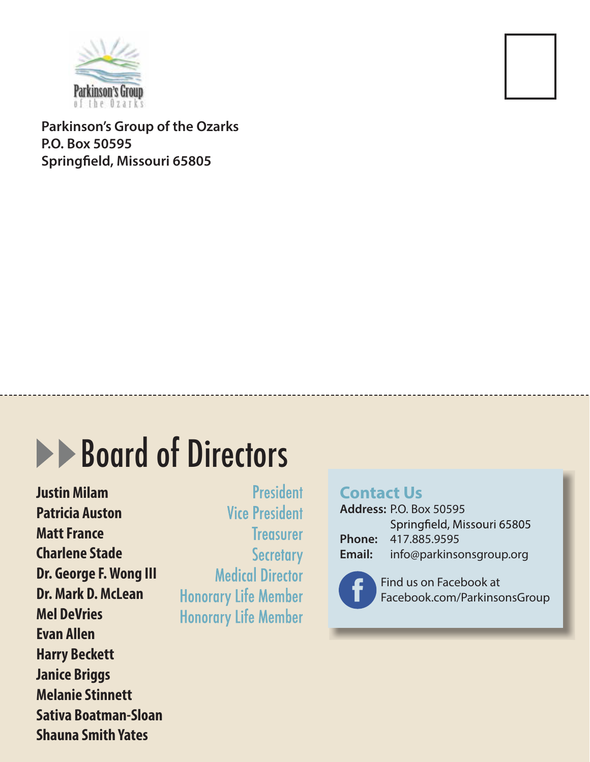Parkinson's Group of the Ozarks

**Parkinson's Group of the Ozarks**
**P.O. Box 50595**
**Springfield, Missouri 65805**

## Board of Directors

| | |
|---|---|
| **Justin Milam** | President |
| **Patricia Auston** | Vice President |
| **Matt France** | Treasurer |
| **Charlene Stade** | Secretary |
| **Dr. George F. Wong III** | Medical Director |
| **Dr. Mark D. McLean** | Honorary Life Member |
| **Mel DeVries** | Honorary Life Member |
| **Evan Allen** | |
| **Harry Beckett** | |
| **Janice Briggs** | |
| **Melanie Stinnett** | |
| **Sativa Boatman-Sloan** | |
| **Shauna Smith Yates** | |

### Contact Us

**Address:** P.O. Box 50595
Springfield, Missouri 65805
**Phone:** 417.885.9595
**Email:** info@parkinsonsgroup.org

Find us on Facebook at Facebook.com/ParkinsonsGroup